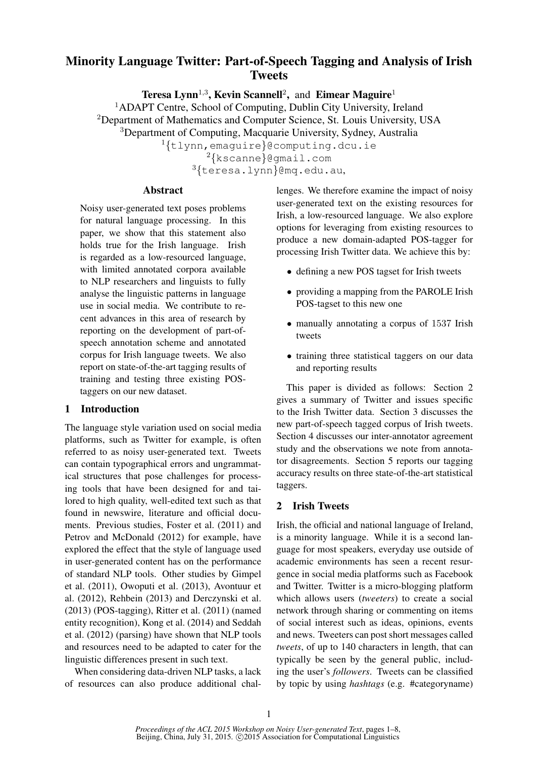# Minority Language Twitter: Part-of-Speech Tagging and Analysis of Irish Tweets

**Teresa Lynn**[1,3], **Kevin Scannell**[2], and **Eimear Maguire**[1]

[1]ADAPT Centre, School of Computing, Dublin City University, Ireland
[2]Department of Mathematics and Computer Science, St. Louis University, USA
[3]Department of Computing, Macquarie University, Sydney, Australia
[1]{tlynn,emaguire}@computing.dcu.ie
[2]{kscanne}@gmail.com
[3]{teresa.lynn}@mq.edu.au,

## Abstract

Noisy user-generated text poses problems for natural language processing. In this paper, we show that this statement also holds true for the Irish language. Irish is regarded as a low-resourced language, with limited annotated corpora available to NLP researchers and linguists to fully analyse the linguistic patterns in language use in social media. We contribute to recent advances in this area of research by reporting on the development of part-of-speech annotation scheme and annotated corpus for Irish language tweets. We also report on state-of-the-art tagging results of training and testing three existing POS-taggers on our new dataset.

## 1 Introduction

The language style variation used on social media platforms, such as Twitter for example, is often referred to as noisy user-generated text. Tweets can contain typographical errors and ungrammatical structures that pose challenges for processing tools that have been designed for and tailored to high quality, well-edited text such as that found in newswire, literature and official documents. Previous studies, Foster et al. (2011) and Petrov and McDonald (2012) for example, have explored the effect that the style of language used in user-generated content has on the performance of standard NLP tools. Other studies by Gimpel et al. (2011), Owoputi et al. (2013), Avontuur et al. (2012), Rehbein (2013) and Derczynski et al. (2013) (POS-tagging), Ritter et al. (2011) (named entity recognition), Kong et al. (2014) and Seddah et al. (2012) (parsing) have shown that NLP tools and resources need to be adapted to cater for the linguistic differences present in such text.

When considering data-driven NLP tasks, a lack of resources can also produce additional challenges. We therefore examine the impact of noisy user-generated text on the existing resources for Irish, a low-resourced language. We also explore options for leveraging from existing resources to produce a new domain-adapted POS-tagger for processing Irish Twitter data. We achieve this by:

- defining a new POS tagset for Irish tweets
- providing a mapping from the PAROLE Irish POS-tagset to this new one
- manually annotating a corpus of 1537 Irish tweets
- training three statistical taggers on our data and reporting results

This paper is divided as follows: Section 2 gives a summary of Twitter and issues specific to the Irish Twitter data. Section 3 discusses the new part-of-speech tagged corpus of Irish tweets. Section 4 discusses our inter-annotator agreement study and the observations we note from annotator disagreements. Section 5 reports our tagging accuracy results on three state-of-the-art statistical taggers.

## 2 Irish Tweets

Irish, the official and national language of Ireland, is a minority language. While it is a second language for most speakers, everyday use outside of academic environments has seen a recent resurgence in social media platforms such as Facebook and Twitter. Twitter is a micro-blogging platform which allows users (*tweeters*) to create a social network through sharing or commenting on items of social interest such as ideas, opinions, events and news. Tweeters can post short messages called *tweets*, of up to 140 characters in length, that can typically be seen by the general public, including the user's *followers*. Tweets can be classified by topic by using *hashtags* (e.g. #categoryname)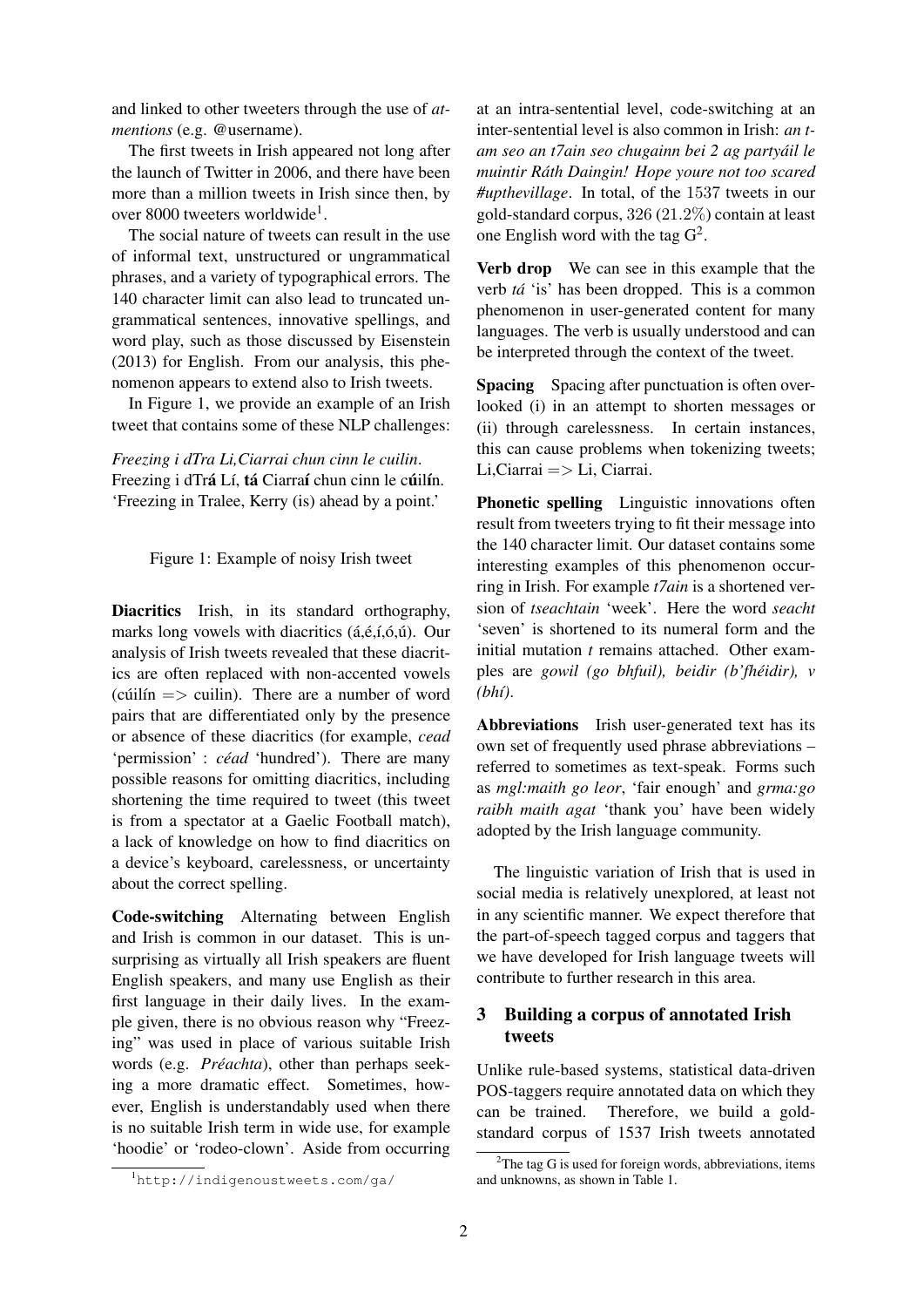and linked to other tweeters through the use of *at-mentions* (e.g. @username).

The first tweets in Irish appeared not long after the launch of Twitter in 2006, and there have been more than a million tweets in Irish since then, by over 8000 tweeters worldwide[1].

The social nature of tweets can result in the use of informal text, unstructured or ungrammatical phrases, and a variety of typographical errors. The 140 character limit can also lead to truncated ungrammatical sentences, innovative spellings, and word play, such as those discussed by Eisenstein (2013) for English. From our analysis, this phenomenon appears to extend also to Irish tweets.

In Figure 1, we provide an example of an Irish tweet that contains some of these NLP challenges:

*Freezing i dTra Li,Ciarrai chun cinn le cuilin.*
Freezing i dTr**á** Lí, **tá** Ciarra**í** chun cinn le c**ú**il**í**n.
'Freezing in Tralee, Kerry (is) ahead by a point.'

Figure 1: Example of noisy Irish tweet

**Diacritics** Irish, in its standard orthography, marks long vowels with diacritics (á,é,í,ó,ú). Our analysis of Irish tweets revealed that these diacritics are often replaced with non-accented vowels (cúilín => cuilin). There are a number of word pairs that are differentiated only by the presence or absence of these diacritics (for example, *cead* 'permission' : *céad* 'hundred'). There are many possible reasons for omitting diacritics, including shortening the time required to tweet (this tweet is from a spectator at a Gaelic Football match), a lack of knowledge on how to find diacritics on a device's keyboard, carelessness, or uncertainty about the correct spelling.

**Code-switching** Alternating between English and Irish is common in our dataset. This is unsurprising as virtually all Irish speakers are fluent English speakers, and many use English as their first language in their daily lives. In the example given, there is no obvious reason why "Freezing" was used in place of various suitable Irish words (e.g. *Préachta*), other than perhaps seeking a more dramatic effect. Sometimes, however, English is understandably used when there is no suitable Irish term in wide use, for example 'hoodie' or 'rodeo-clown'. Aside from occurring at an intra-sentential level, code-switching at an inter-sentential level is also common in Irish: *an t-am seo an t7ain seo chugainn bei 2 ag partyáil le muintir Ráth Daingin! Hope youre not too scared #upthevillage*. In total, of the 1537 tweets in our gold-standard corpus, 326 (21.2%) contain at least one English word with the tag G[2].

**Verb drop** We can see in this example that the verb *tá* 'is' has been dropped. This is a common phenomenon in user-generated content for many languages. The verb is usually understood and can be interpreted through the context of the tweet.

**Spacing** Spacing after punctuation is often overlooked (i) in an attempt to shorten messages or (ii) through carelessness. In certain instances, this can cause problems when tokenizing tweets; Li,Ciarrai => Li, Ciarrai.

**Phonetic spelling** Linguistic innovations often result from tweeters trying to fit their message into the 140 character limit. Our dataset contains some interesting examples of this phenomenon occurring in Irish. For example *t7ain* is a shortened version of *tseachtain* 'week'. Here the word *seacht* 'seven' is shortened to its numeral form and the initial mutation *t* remains attached. Other examples are *gowil (go bhfuil), beidir (b'fhéidir), v (bhí)*.

**Abbreviations** Irish user-generated text has its own set of frequently used phrase abbreviations – referred to sometimes as text-speak. Forms such as *mgl:maith go leor*, 'fair enough' and *grma:go raibh maith agat* 'thank you' have been widely adopted by the Irish language community.

The linguistic variation of Irish that is used in social media is relatively unexplored, at least not in any scientific manner. We expect therefore that the part-of-speech tagged corpus and taggers that we have developed for Irish language tweets will contribute to further research in this area.

## 3 Building a corpus of annotated Irish tweets

Unlike rule-based systems, statistical data-driven POS-taggers require annotated data on which they can be trained. Therefore, we build a gold-standard corpus of 1537 Irish tweets annotated

[1] http://indigenoustweets.com/ga/

[2] The tag G is used for foreign words, abbreviations, items and unknowns, as shown in Table 1.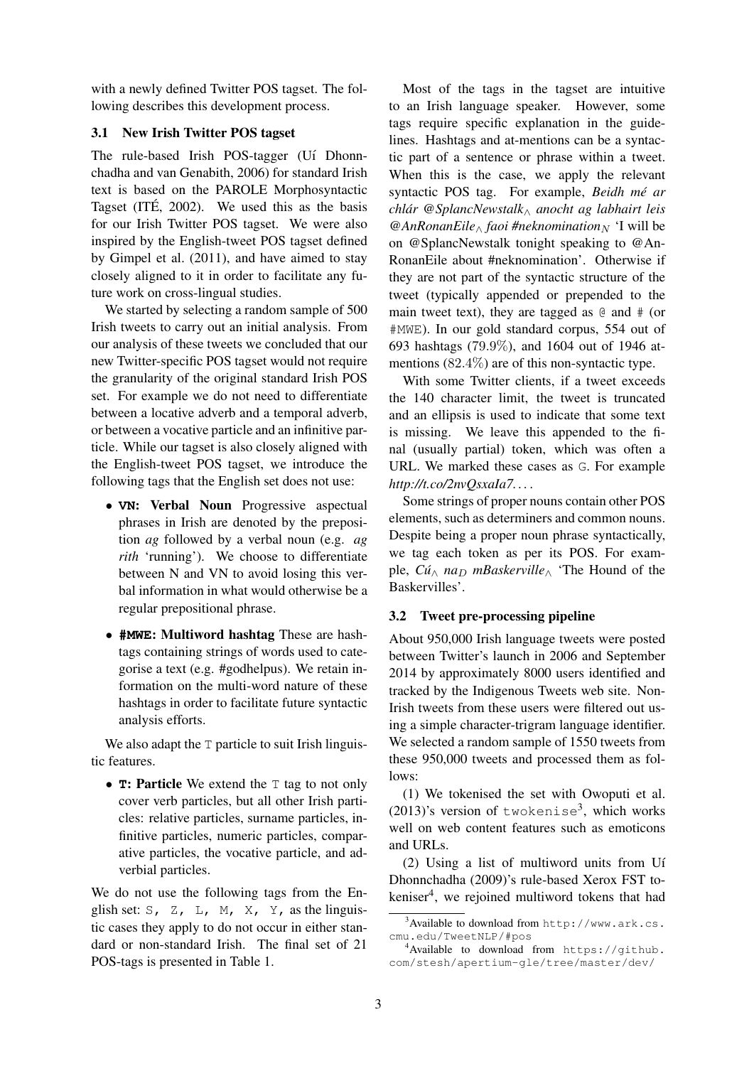with a newly defined Twitter POS tagset. The following describes this development process.

### 3.1 New Irish Twitter POS tagset

The rule-based Irish POS-tagger (Uí Dhonnchadha and van Genabith, 2006) for standard Irish text is based on the PAROLE Morphosyntactic Tagset (ITÉ, 2002). We used this as the basis for our Irish Twitter POS tagset. We were also inspired by the English-tweet POS tagset defined by Gimpel et al. (2011), and have aimed to stay closely aligned to it in order to facilitate any future work on cross-lingual studies.

We started by selecting a random sample of 500 Irish tweets to carry out an initial analysis. From our analysis of these tweets we concluded that our new Twitter-specific POS tagset would not require the granularity of the original standard Irish POS set. For example we do not need to differentiate between a locative adverb and a temporal adverb, or between a vocative particle and an infinitive particle. While our tagset is also closely aligned with the English-tweet POS tagset, we introduce the following tags that the English set does not use:

- **`VN`: Verbal Noun** Progressive aspectual phrases in Irish are denoted by the preposition *ag* followed by a verbal noun (e.g. *ag rith* 'running'). We choose to differentiate between N and VN to avoid losing this verbal information in what would otherwise be a regular prepositional phrase.

- **`#MWE`: Multiword hashtag** These are hashtags containing strings of words used to categorise a text (e.g. #godhelpus). We retain information on the multi-word nature of these hashtags in order to facilitate future syntactic analysis efforts.

We also adapt the `T` particle to suit Irish linguistic features.

- **`T`: Particle** We extend the `T` tag to not only cover verb particles, but all other Irish particles: relative particles, surname particles, infinitive particles, numeric particles, comparative particles, the vocative particle, and adverbial particles.

We do not use the following tags from the English set: `S, Z, L, M, X, Y`, as the linguistic cases they apply to do not occur in either standard or non-standard Irish. The final set of 21 POS-tags is presented in Table 1.

Most of the tags in the tagset are intuitive to an Irish language speaker. However, some tags require specific explanation in the guidelines. Hashtags and at-mentions can be a syntactic part of a sentence or phrase within a tweet. When this is the case, we apply the relevant syntactic POS tag. For example, *Beidh mé ar chlár @SplancNewstalk*$_\wedge$ *anocht ag labhairt leis @AnRonanEile*$_\wedge$ *faoi #neknomination*$_N$ 'I will be on @SplancNewstalk tonight speaking to @AnRonanEile about #neknomination'. Otherwise if they are not part of the syntactic structure of the tweet (typically appended or prepended to the main tweet text), they are tagged as `@` and `#` (or `#MWE`). In our gold standard corpus, 554 out of 693 hashtags (79.9%), and 1604 out of 1946 at-mentions (82.4%) are of this non-syntactic type.

With some Twitter clients, if a tweet exceeds the 140 character limit, the tweet is truncated and an ellipsis is used to indicate that some text is missing. We leave this appended to the final (usually partial) token, which was often a URL. We marked these cases as `G`. For example *http://t.co/2nvQsxaIa7. . . .*

Some strings of proper nouns contain other POS elements, such as determiners and common nouns. Despite being a proper noun phrase syntactically, we tag each token as per its POS. For example, *Cú*$_\wedge$ *na*$_D$ *mBaskerville*$_\wedge$ 'The Hound of the Baskervilles'.

### 3.2 Tweet pre-processing pipeline

About 950,000 Irish language tweets were posted between Twitter's launch in 2006 and September 2014 by approximately 8000 users identified and tracked by the Indigenous Tweets web site. Non-Irish tweets from these users were filtered out using a simple character-trigram language identifier. We selected a random sample of 1550 tweets from these 950,000 tweets and processed them as follows:

(1) We tokenised the set with Owoputi et al. (2013)'s version of `twokenise`[3], which works well on web content features such as emoticons and URLs.

(2) Using a list of multiword units from Uí Dhonnchadha (2009)'s rule-based Xerox FST tokeniser[4], we rejoined multiword tokens that had

[3]Available to download from http://www.ark.cs.cmu.edu/TweetNLP/#pos

[4]Available to download from https://github.com/stesh/apertium-gle/tree/master/dev/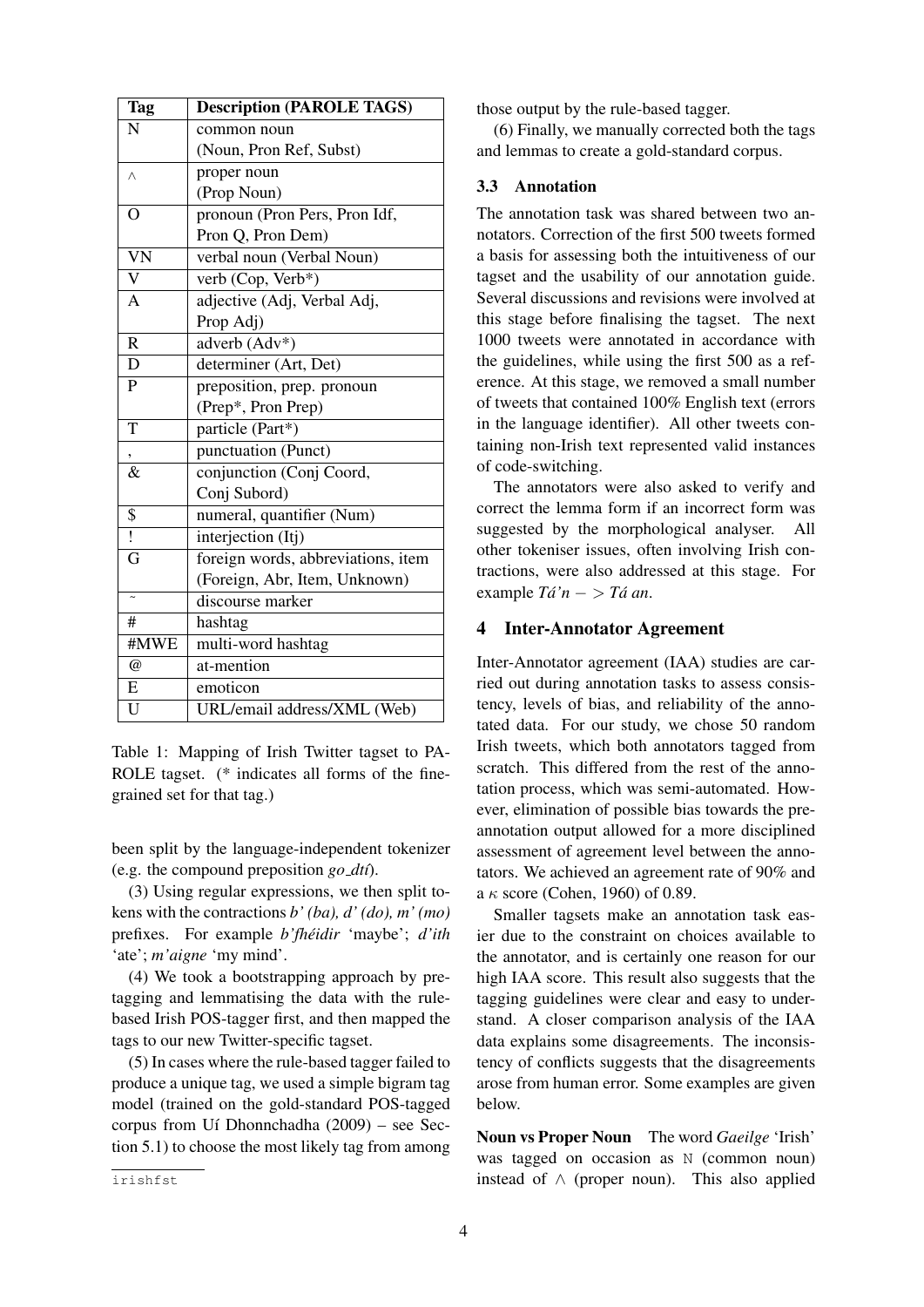| Tag | Description (PAROLE TAGS) |
|---|---|
| N | common noun (Noun, Pron Ref, Subst) |
| ∧ | proper noun (Prop Noun) |
| O | pronoun (Pron Pers, Pron Idf, Pron Q, Pron Dem) |
| VN | verbal noun (Verbal Noun) |
| V | verb (Cop, Verb*) |
| A | adjective (Adj, Verbal Adj, Prop Adj) |
| R | adverb (Adv*) |
| D | determiner (Art, Det) |
| P | preposition, prep. pronoun (Prep*, Pron Prep) |
| T | particle (Part*) |
| , | punctuation (Punct) |
| & | conjunction (Conj Coord, Conj Subord) |
| $ | numeral, quantifier (Num) |
| ! | interjection (Itj) |
| G | foreign words, abbreviations, item (Foreign, Abr, Item, Unknown) |
| ~ | discourse marker |
| # | hashtag |
| #MWE | multi-word hashtag |
| @ | at-mention |
| E | emoticon |
| U | URL/email address/XML (Web) |

Table 1: Mapping of Irish Twitter tagset to PAROLE tagset. (* indicates all forms of the fine-grained set for that tag.)

been split by the language-independent tokenizer (e.g. the compound preposition *go_dtí*).

(3) Using regular expressions, we then split tokens with the contractions *b' (ba), d' (do), m' (mo)* prefixes. For example *b'fhéidir* 'maybe'; *d'ith* 'ate'; *m'aigne* 'my mind'.

(4) We took a bootstrapping approach by pre-tagging and lemmatising the data with the rule-based Irish POS-tagger first, and then mapped the tags to our new Twitter-specific tagset.

(5) In cases where the rule-based tagger failed to produce a unique tag, we used a simple bigram tag model (trained on the gold-standard POS-tagged corpus from Uí Dhonnchadha (2009) – see Section 5.1) to choose the most likely tag from among those output by the rule-based tagger.

(6) Finally, we manually corrected both the tags and lemmas to create a gold-standard corpus.

irishfst

### 3.3 Annotation

The annotation task was shared between two annotators. Correction of the first 500 tweets formed a basis for assessing both the intuitiveness of our tagset and the usability of our annotation guide. Several discussions and revisions were involved at this stage before finalising the tagset. The next 1000 tweets were annotated in accordance with the guidelines, while using the first 500 as a reference. At this stage, we removed a small number of tweets that contained 100% English text (errors in the language identifier). All other tweets containing non-Irish text represented valid instances of code-switching.

The annotators were also asked to verify and correct the lemma form if an incorrect form was suggested by the morphological analyser. All other tokeniser issues, often involving Irish contractions, were also addressed at this stage. For example *Tá'n* $->$ *Tá an*.

## 4 Inter-Annotator Agreement

Inter-Annotator agreement (IAA) studies are carried out during annotation tasks to assess consistency, levels of bias, and reliability of the annotated data. For our study, we chose 50 random Irish tweets, which both annotators tagged from scratch. This differed from the rest of the annotation process, which was semi-automated. However, elimination of possible bias towards the pre-annotation output allowed for a more disciplined assessment of agreement level between the annotators. We achieved an agreement rate of 90% and a $\kappa$ score (Cohen, 1960) of 0.89.

Smaller tagsets make an annotation task easier due to the constraint on choices available to the annotator, and is certainly one reason for our high IAA score. This result also suggests that the tagging guidelines were clear and easy to understand. A closer comparison analysis of the IAA data explains some disagreements. The inconsistency of conflicts suggests that the disagreements arose from human error. Some examples are given below.

**Noun vs Proper Noun** The word *Gaeilge* 'Irish' was tagged on occasion as N (common noun) instead of ∧ (proper noun). This also applied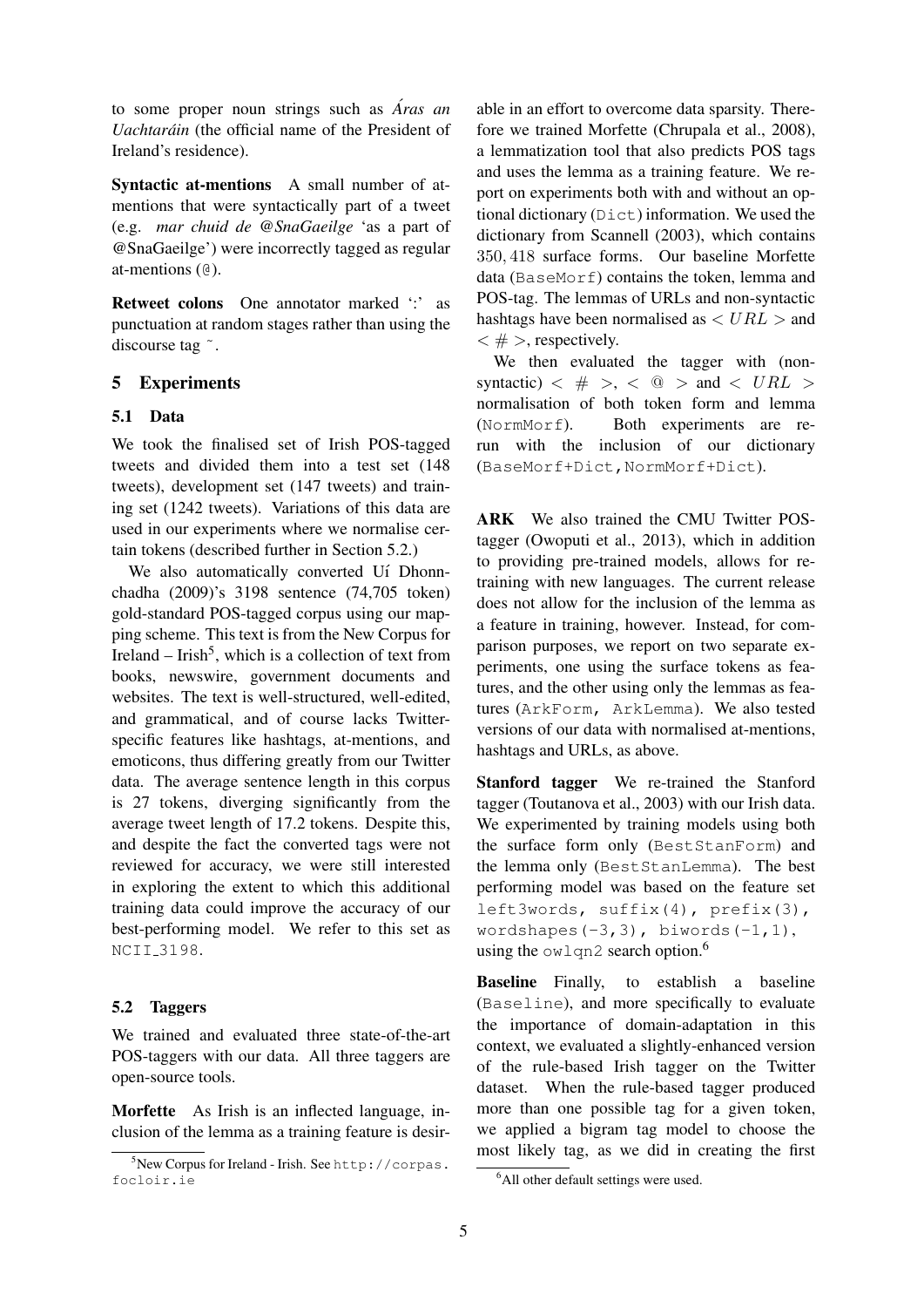to some proper noun strings such as *Áras an Uachtaráin* (the official name of the President of Ireland's residence).

**Syntactic at-mentions** A small number of at-mentions that were syntactically part of a tweet (e.g. *mar chuid de @SnaGaeilge* 'as a part of @SnaGaeilge') were incorrectly tagged as regular at-mentions (@).

**Retweet colons** One annotator marked ':' as punctuation at random stages rather than using the discourse tag ~.

## 5 Experiments

### 5.1 Data

We took the finalised set of Irish POS-tagged tweets and divided them into a test set (148 tweets), development set (147 tweets) and training set (1242 tweets). Variations of this data are used in our experiments where we normalise certain tokens (described further in Section 5.2.)

We also automatically converted Uí Dhonnchadha (2009)'s 3198 sentence (74,705 token) gold-standard POS-tagged corpus using our mapping scheme. This text is from the New Corpus for Ireland – Irish[5], which is a collection of text from books, newswire, government documents and websites. The text is well-structured, well-edited, and grammatical, and of course lacks Twitter-specific features like hashtags, at-mentions, and emoticons, thus differing greatly from our Twitter data. The average sentence length in this corpus is 27 tokens, diverging significantly from the average tweet length of 17.2 tokens. Despite this, and despite the fact the converted tags were not reviewed for accuracy, we were still interested in exploring the extent to which this additional training data could improve the accuracy of our best-performing model. We refer to this set as `NCII_3198`.

### 5.2 Taggers

We trained and evaluated three state-of-the-art POS-taggers with our data. All three taggers are open-source tools.

**Morfette** As Irish is an inflected language, inclusion of the lemma as a training feature is desirable in an effort to overcome data sparsity. Therefore we trained Morfette (Chrupala et al., 2008), a lemmatization tool that also predicts POS tags and uses the lemma as a training feature. We report on experiments both with and without an optional dictionary (`Dict`) information. We used the dictionary from Scannell (2003), which contains 350,418 surface forms. Our baseline Morfette data (`BaseMorf`) contains the token, lemma and POS-tag. The lemmas of URLs and non-syntactic hashtags have been normalised as $< URL >$ and $< \# >$, respectively.

We then evaluated the tagger with (non-syntactic) $< \# >$, $< @ >$ and $< URL >$ normalisation of both token form and lemma (`NormMorf`). Both experiments are re-run with the inclusion of our dictionary (`BaseMorf+Dict`, `NormMorf+Dict`).

**ARK** We also trained the CMU Twitter POS-tagger (Owoputi et al., 2013), which in addition to providing pre-trained models, allows for re-training with new languages. The current release does not allow for the inclusion of the lemma as a feature in training, however. Instead, for comparison purposes, we report on two separate experiments, one using the surface tokens as features, and the other using only the lemmas as features (`ArkForm`, `ArkLemma`). We also tested versions of our data with normalised at-mentions, hashtags and URLs, as above.

**Stanford tagger** We re-trained the Stanford tagger (Toutanova et al., 2003) with our Irish data. We experimented by training models using both the surface form only (`BestStanForm`) and the lemma only (`BestStanLemma`). The best performing model was based on the feature set `left3words, suffix(4), prefix(3), wordshapes(-3,3), biwords(-1,1)`, using the `owlqn2` search option.[6]

**Baseline** Finally, to establish a baseline (`Baseline`), and more specifically to evaluate the importance of domain-adaptation in this context, we evaluated a slightly-enhanced version of the rule-based Irish tagger on the Twitter dataset. When the rule-based tagger produced more than one possible tag for a given token, we applied a bigram tag model to choose the most likely tag, as we did in creating the first

[5] New Corpus for Ireland - Irish. See http://corpas.focloir.ie

[6] All other default settings were used.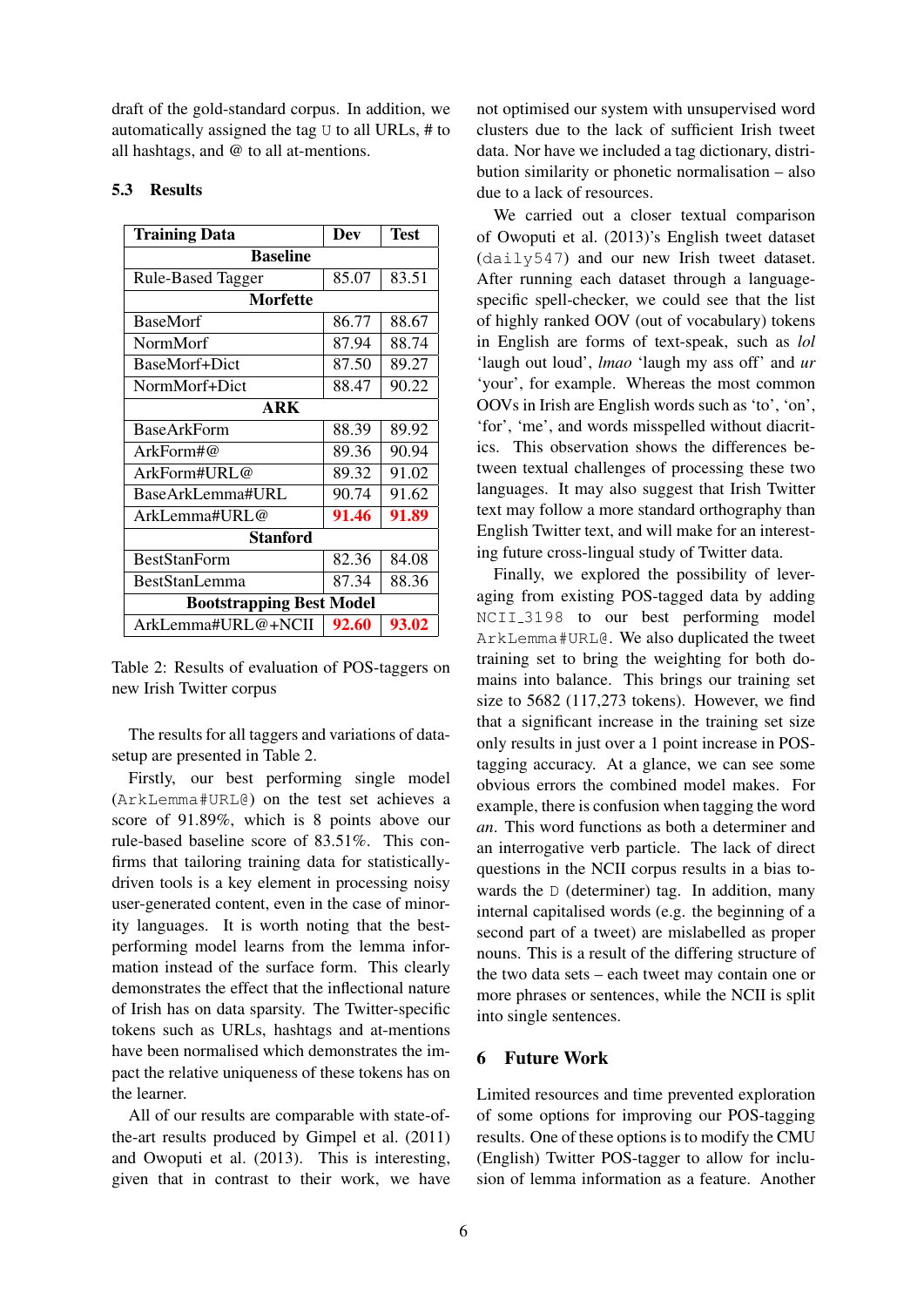draft of the gold-standard corpus. In addition, we automatically assigned the tag `U` to all URLs, # to all hashtags, and @ to all at-mentions.

### 5.3 Results

| Training Data | Dev | Test |
|---|---|---|
| **Baseline** | | |
| Rule-Based Tagger | 85.07 | 83.51 |
| **Morfette** | | |
| BaseMorf | 86.77 | 88.67 |
| NormMorf | 87.94 | 88.74 |
| BaseMorf+Dict | 87.50 | 89.27 |
| NormMorf+Dict | 88.47 | 90.22 |
| **ARK** | | |
| BaseArkForm | 88.39 | 89.92 |
| ArkForm#@ | 89.36 | 90.94 |
| ArkForm#URL@ | 89.32 | 91.02 |
| BaseArkLemma#URL | 90.74 | 91.62 |
| ArkLemma#URL@ | **91.46** | **91.89** |
| **Stanford** | | |
| BestStanForm | 82.36 | 84.08 |
| BestStanLemma | 87.34 | 88.36 |
| **Bootstrapping Best Model** | | |
| ArkLemma#URL@+NCII | **92.60** | **93.02** |

Table 2: Results of evaluation of POS-taggers on new Irish Twitter corpus

The results for all taggers and variations of data-setup are presented in Table 2.

Firstly, our best performing single model (`ArkLemma#URL@`) on the test set achieves a score of 91.89%, which is 8 points above our rule-based baseline score of 83.51%. This confirms that tailoring training data for statistically-driven tools is a key element in processing noisy user-generated content, even in the case of minority languages. It is worth noting that the best-performing model learns from the lemma information instead of the surface form. This clearly demonstrates the effect that the inflectional nature of Irish has on data sparsity. The Twitter-specific tokens such as URLs, hashtags and at-mentions have been normalised which demonstrates the impact the relative uniqueness of these tokens has on the learner.

All of our results are comparable with state-of-the-art results produced by Gimpel et al. (2011) and Owoputi et al. (2013). This is interesting, given that in contrast to their work, we have not optimised our system with unsupervised word clusters due to the lack of sufficient Irish tweet data. Nor have we included a tag dictionary, distribution similarity or phonetic normalisation – also due to a lack of resources.

We carried out a closer textual comparison of Owoputi et al. (2013)'s English tweet dataset (`daily547`) and our new Irish tweet dataset. After running each dataset through a language-specific spell-checker, we could see that the list of highly ranked OOV (out of vocabulary) tokens in English are forms of text-speak, such as *lol* 'laugh out loud', *lmao* 'laugh my ass off' and *ur* 'your', for example. Whereas the most common OOVs in Irish are English words such as 'to', 'on', 'for', 'me', and words misspelled without diacritics. This observation shows the differences between textual challenges of processing these two languages. It may also suggest that Irish Twitter text may follow a more standard orthography than English Twitter text, and will make for an interesting future cross-lingual study of Twitter data.

Finally, we explored the possibility of leveraging from existing POS-tagged data by adding `NCII_3198` to our best performing model `ArkLemma#URL@`. We also duplicated the tweet training set to bring the weighting for both domains into balance. This brings our training set size to 5682 (117,273 tokens). However, we find that a significant increase in the training set size only results in just over a 1 point increase in POS-tagging accuracy. At a glance, we can see some obvious errors the combined model makes. For example, there is confusion when tagging the word *an*. This word functions as both a determiner and an interrogative verb particle. The lack of direct questions in the NCII corpus results in a bias towards the `D` (determiner) tag. In addition, many internal capitalised words (e.g. the beginning of a second part of a tweet) are mislabelled as proper nouns. This is a result of the differing structure of the two data sets – each tweet may contain one or more phrases or sentences, while the NCII is split into single sentences.

## 6 Future Work

Limited resources and time prevented exploration of some options for improving our POS-tagging results. One of these options is to modify the CMU (English) Twitter POS-tagger to allow for inclusion of lemma information as a feature. Another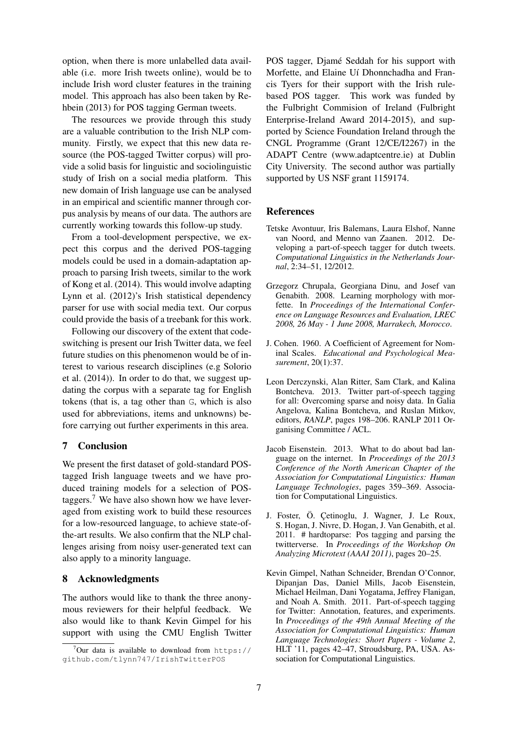option, when there is more unlabelled data available (i.e. more Irish tweets online), would be to include Irish word cluster features in the training model. This approach has also been taken by Rehbein (2013) for POS tagging German tweets.

The resources we provide through this study are a valuable contribution to the Irish NLP community. Firstly, we expect that this new data resource (the POS-tagged Twitter corpus) will provide a solid basis for linguistic and sociolinguistic study of Irish on a social media platform. This new domain of Irish language use can be analysed in an empirical and scientific manner through corpus analysis by means of our data. The authors are currently working towards this follow-up study.

From a tool-development perspective, we expect this corpus and the derived POS-tagging models could be used in a domain-adaptation approach to parsing Irish tweets, similar to the work of Kong et al. (2014). This would involve adapting Lynn et al. (2012)'s Irish statistical dependency parser for use with social media text. Our corpus could provide the basis of a treebank for this work.

Following our discovery of the extent that code-switching is present our Irish Twitter data, we feel future studies on this phenomenon would be of interest to various research disciplines (e.g Solorio et al. (2014)). In order to do that, we suggest updating the corpus with a separate tag for English tokens (that is, a tag other than G, which is also used for abbreviations, items and unknowns) before carrying out further experiments in this area.

## 7 Conclusion

We present the first dataset of gold-standard POS-tagged Irish language tweets and we have produced training models for a selection of POS-taggers.[7] We have also shown how we have leveraged from existing work to build these resources for a low-resourced language, to achieve state-of-the-art results. We also confirm that the NLP challenges arising from noisy user-generated text can also apply to a minority language.

## 8 Acknowledgments

The authors would like to thank the three anonymous reviewers for their helpful feedback. We also would like to thank Kevin Gimpel for his support with using the CMU English Twitter POS tagger, Djamé Seddah for his support with Morfette, and Elaine Uí Dhonnchadha and Francis Tyers for their support with the Irish rule-based POS tagger. This work was funded by the Fulbright Commision of Ireland (Fulbright Enterprise-Ireland Award 2014-2015), and supported by Science Foundation Ireland through the CNGL Programme (Grant 12/CE/I2267) in the ADAPT Centre (www.adaptcentre.ie) at Dublin City University. The second author was partially supported by US NSF grant 1159174.

[7] Our data is available to download from https://github.com/tlynn747/IrishTwitterPOS

## References

Tetske Avontuur, Iris Balemans, Laura Elshof, Nanne van Noord, and Menno van Zaanen. 2012. Developing a part-of-speech tagger for dutch tweets. *Computational Linguistics in the Netherlands Journal*, 2:34–51, 12/2012.

Grzegorz Chrupala, Georgiana Dinu, and Josef van Genabith. 2008. Learning morphology with morfette. In *Proceedings of the International Conference on Language Resources and Evaluation, LREC 2008, 26 May - 1 June 2008, Marrakech, Morocco*.

J. Cohen. 1960. A Coefficient of Agreement for Nominal Scales. *Educational and Psychological Measurement*, 20(1):37.

Leon Derczynski, Alan Ritter, Sam Clark, and Kalina Bontcheva. 2013. Twitter part-of-speech tagging for all: Overcoming sparse and noisy data. In Galia Angelova, Kalina Bontcheva, and Ruslan Mitkov, editors, *RANLP*, pages 198–206. RANLP 2011 Organising Committee / ACL.

Jacob Eisenstein. 2013. What to do about bad language on the internet. In *Proceedings of the 2013 Conference of the North American Chapter of the Association for Computational Linguistics: Human Language Technologies*, pages 359–369. Association for Computational Linguistics.

J. Foster, Ö. Çetinoglu, J. Wagner, J. Le Roux, S. Hogan, J. Nivre, D. Hogan, J. Van Genabith, et al. 2011. # hardtoparse: Pos tagging and parsing the twitterverse. In *Proceedings of the Workshop On Analyzing Microtext (AAAI 2011)*, pages 20–25.

Kevin Gimpel, Nathan Schneider, Brendan O'Connor, Dipanjan Das, Daniel Mills, Jacob Eisenstein, Michael Heilman, Dani Yogatama, Jeffrey Flanigan, and Noah A. Smith. 2011. Part-of-speech tagging for Twitter: Annotation, features, and experiments. In *Proceedings of the 49th Annual Meeting of the Association for Computational Linguistics: Human Language Technologies: Short Papers - Volume 2*, HLT '11, pages 42–47, Stroudsburg, PA, USA. Association for Computational Linguistics.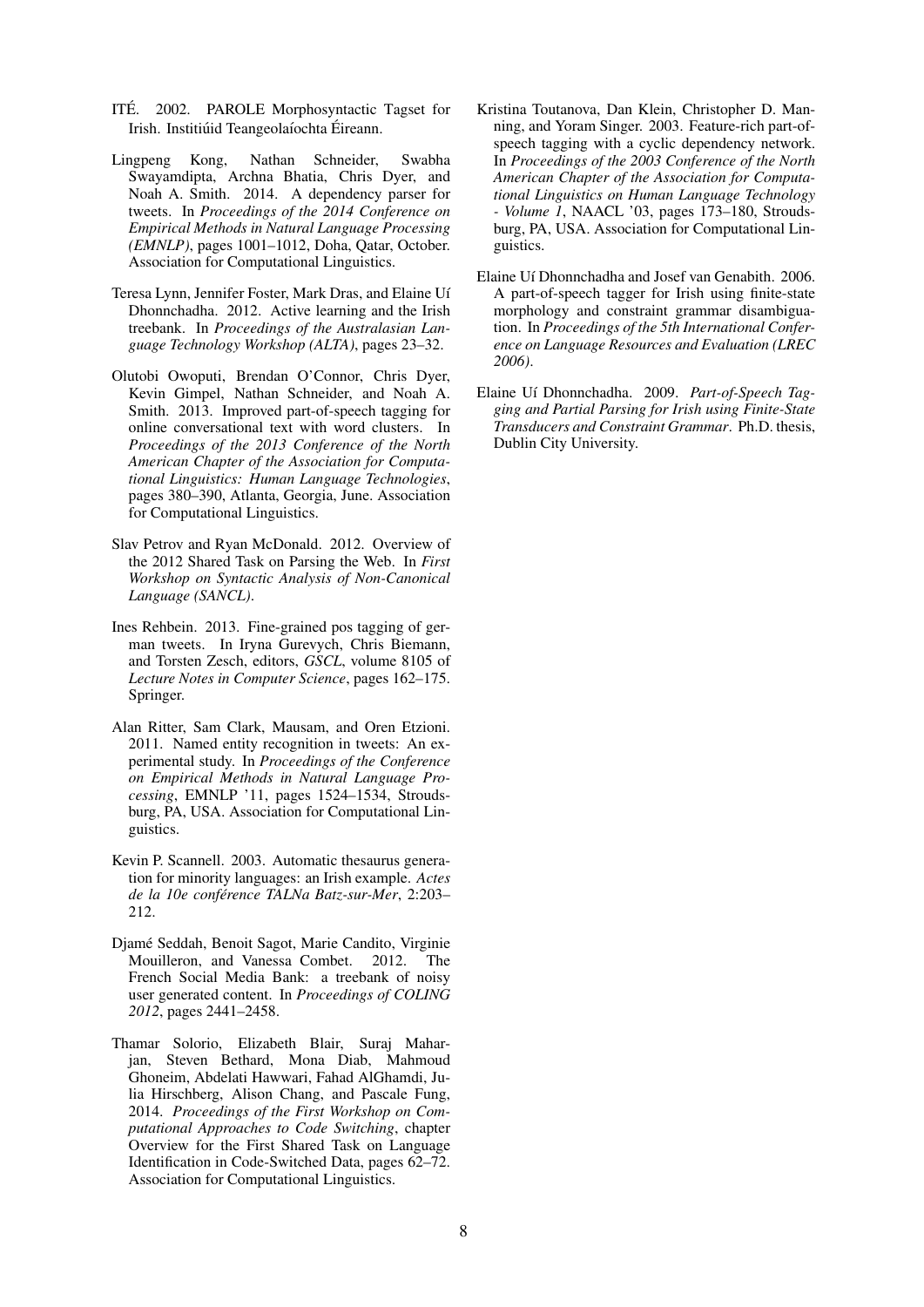ITÉ. 2002. PAROLE Morphosyntactic Tagset for Irish. Institiúid Teangeolaíochta Éireann.

Lingpeng Kong, Nathan Schneider, Swabha Swayamdipta, Archna Bhatia, Chris Dyer, and Noah A. Smith. 2014. A dependency parser for tweets. In *Proceedings of the 2014 Conference on Empirical Methods in Natural Language Processing (EMNLP)*, pages 1001–1012, Doha, Qatar, October. Association for Computational Linguistics.

Teresa Lynn, Jennifer Foster, Mark Dras, and Elaine Uí Dhonnchadha. 2012. Active learning and the Irish treebank. In *Proceedings of the Australasian Language Technology Workshop (ALTA)*, pages 23–32.

Olutobi Owoputi, Brendan O'Connor, Chris Dyer, Kevin Gimpel, Nathan Schneider, and Noah A. Smith. 2013. Improved part-of-speech tagging for online conversational text with word clusters. In *Proceedings of the 2013 Conference of the North American Chapter of the Association for Computational Linguistics: Human Language Technologies*, pages 380–390, Atlanta, Georgia, June. Association for Computational Linguistics.

Slav Petrov and Ryan McDonald. 2012. Overview of the 2012 Shared Task on Parsing the Web. In *First Workshop on Syntactic Analysis of Non-Canonical Language (SANCL)*.

Ines Rehbein. 2013. Fine-grained pos tagging of german tweets. In Iryna Gurevych, Chris Biemann, and Torsten Zesch, editors, *GSCL*, volume 8105 of *Lecture Notes in Computer Science*, pages 162–175. Springer.

Alan Ritter, Sam Clark, Mausam, and Oren Etzioni. 2011. Named entity recognition in tweets: An experimental study. In *Proceedings of the Conference on Empirical Methods in Natural Language Processing*, EMNLP '11, pages 1524–1534, Stroudsburg, PA, USA. Association for Computational Linguistics.

Kevin P. Scannell. 2003. Automatic thesaurus generation for minority languages: an Irish example. *Actes de la 10e conférence TALNa Batz-sur-Mer*, 2:203–212.

Djamé Seddah, Benoit Sagot, Marie Candito, Virginie Mouilleron, and Vanessa Combet. 2012. The French Social Media Bank: a treebank of noisy user generated content. In *Proceedings of COLING 2012*, pages 2441–2458.

Thamar Solorio, Elizabeth Blair, Suraj Maharjan, Steven Bethard, Mona Diab, Mahmoud Ghoneim, Abdelati Hawwari, Fahad AlGhamdi, Julia Hirschberg, Alison Chang, and Pascale Fung, 2014. *Proceedings of the First Workshop on Computational Approaches to Code Switching*, chapter Overview for the First Shared Task on Language Identification in Code-Switched Data, pages 62–72. Association for Computational Linguistics.

Kristina Toutanova, Dan Klein, Christopher D. Manning, and Yoram Singer. 2003. Feature-rich part-of-speech tagging with a cyclic dependency network. In *Proceedings of the 2003 Conference of the North American Chapter of the Association for Computational Linguistics on Human Language Technology - Volume 1*, NAACL '03, pages 173–180, Stroudsburg, PA, USA. Association for Computational Linguistics.

Elaine Uí Dhonnchadha and Josef van Genabith. 2006. A part-of-speech tagger for Irish using finite-state morphology and constraint grammar disambiguation. In *Proceedings of the 5th International Conference on Language Resources and Evaluation (LREC 2006)*.

Elaine Uí Dhonnchadha. 2009. *Part-of-Speech Tagging and Partial Parsing for Irish using Finite-State Transducers and Constraint Grammar*. Ph.D. thesis, Dublin City University.